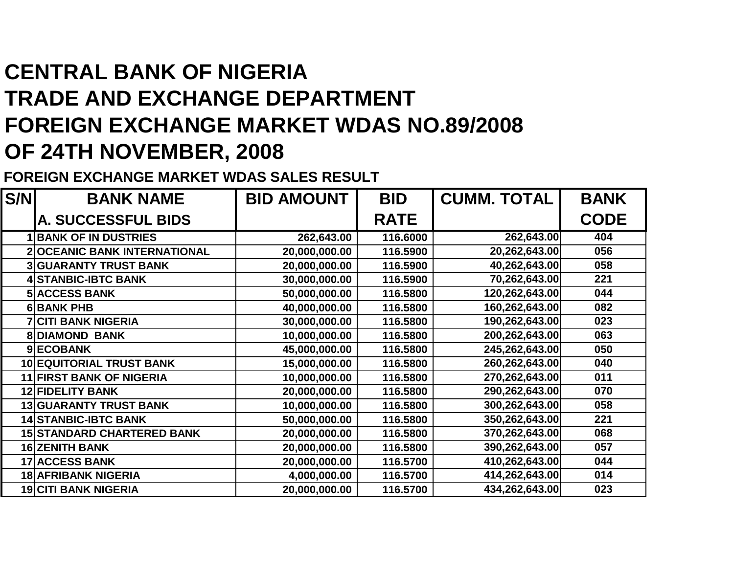# CENTRAL BANK OF NIGERIA
# TRADE AND EXCHANGE DEPARTMENT
# FOREIGN EXCHANGE MARKET WDAS NO.89/2008
# OF 24TH NOVEMBER, 2008

## FOREIGN EXCHANGE MARKET WDAS SALES RESULT

| S/N | BANK NAME<br>A. SUCCESSFUL BIDS | BID AMOUNT | BID RATE | CUMM. TOTAL | BANK CODE |
|---|---|---|---|---|---|
| 1 | BANK OF IN DUSTRIES | 262,643.00 | 116.6000 | 262,643.00 | 404 |
| 2 | OCEANIC BANK INTERNATIONAL | 20,000,000.00 | 116.5900 | 20,262,643.00 | 056 |
| 3 | GUARANTY TRUST BANK | 20,000,000.00 | 116.5900 | 40,262,643.00 | 058 |
| 4 | STANBIC-IBTC BANK | 30,000,000.00 | 116.5900 | 70,262,643.00 | 221 |
| 5 | ACCESS BANK | 50,000,000.00 | 116.5800 | 120,262,643.00 | 044 |
| 6 | BANK PHB | 40,000,000.00 | 116.5800 | 160,262,643.00 | 082 |
| 7 | CITI BANK NIGERIA | 30,000,000.00 | 116.5800 | 190,262,643.00 | 023 |
| 8 | DIAMOND BANK | 10,000,000.00 | 116.5800 | 200,262,643.00 | 063 |
| 9 | ECOBANK | 45,000,000.00 | 116.5800 | 245,262,643.00 | 050 |
| 10 | EQUITORIAL TRUST BANK | 15,000,000.00 | 116.5800 | 260,262,643.00 | 040 |
| 11 | FIRST BANK OF NIGERIA | 10,000,000.00 | 116.5800 | 270,262,643.00 | 011 |
| 12 | FIDELITY BANK | 20,000,000.00 | 116.5800 | 290,262,643.00 | 070 |
| 13 | GUARANTY TRUST BANK | 10,000,000.00 | 116.5800 | 300,262,643.00 | 058 |
| 14 | STANBIC-IBTC BANK | 50,000,000.00 | 116.5800 | 350,262,643.00 | 221 |
| 15 | STANDARD CHARTERED BANK | 20,000,000.00 | 116.5800 | 370,262,643.00 | 068 |
| 16 | ZENITH BANK | 20,000,000.00 | 116.5800 | 390,262,643.00 | 057 |
| 17 | ACCESS BANK | 20,000,000.00 | 116.5700 | 410,262,643.00 | 044 |
| 18 | AFRIBANK NIGERIA | 4,000,000.00 | 116.5700 | 414,262,643.00 | 014 |
| 19 | CITI BANK NIGERIA | 20,000,000.00 | 116.5700 | 434,262,643.00 | 023 |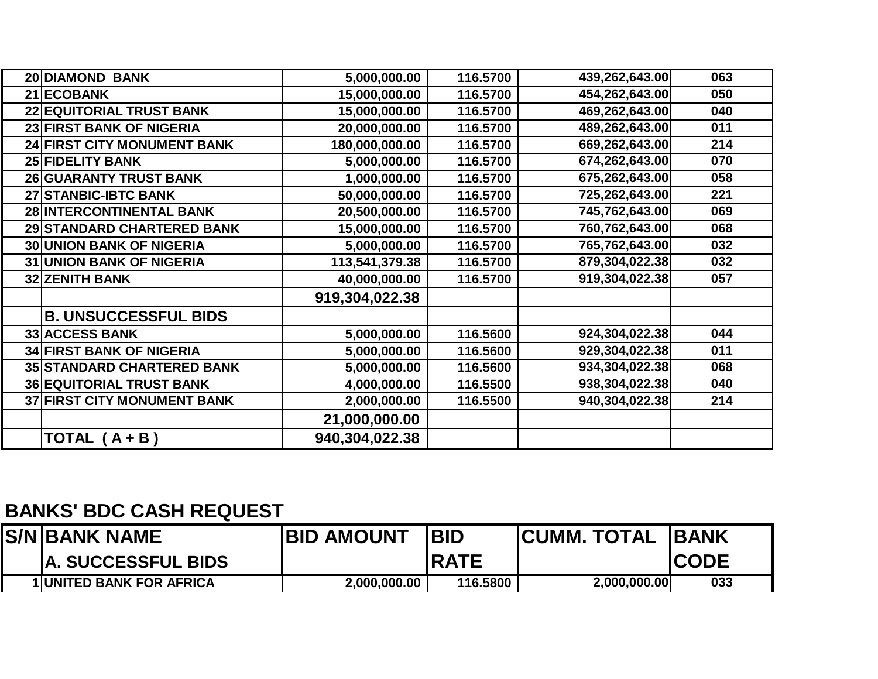| | | | | | |
|---|---|---|---|---|---|
| 20 | DIAMOND BANK | 5,000,000.00 | 116.5700 | 439,262,643.00 | 063 |
| 21 | ECOBANK | 15,000,000.00 | 116.5700 | 454,262,643.00 | 050 |
| 22 | EQUITORIAL TRUST BANK | 15,000,000.00 | 116.5700 | 469,262,643.00 | 040 |
| 23 | FIRST BANK OF NIGERIA | 20,000,000.00 | 116.5700 | 489,262,643.00 | 011 |
| 24 | FIRST CITY MONUMENT BANK | 180,000,000.00 | 116.5700 | 669,262,643.00 | 214 |
| 25 | FIDELITY BANK | 5,000,000.00 | 116.5700 | 674,262,643.00 | 070 |
| 26 | GUARANTY TRUST BANK | 1,000,000.00 | 116.5700 | 675,262,643.00 | 058 |
| 27 | STANBIC-IBTC BANK | 50,000,000.00 | 116.5700 | 725,262,643.00 | 221 |
| 28 | INTERCONTINENTAL BANK | 20,500,000.00 | 116.5700 | 745,762,643.00 | 069 |
| 29 | STANDARD CHARTERED BANK | 15,000,000.00 | 116.5700 | 760,762,643.00 | 068 |
| 30 | UNION BANK OF NIGERIA | 5,000,000.00 | 116.5700 | 765,762,643.00 | 032 |
| 31 | UNION BANK OF NIGERIA | 113,541,379.38 | 116.5700 | 879,304,022.38 | 032 |
| 32 | ZENITH BANK | 40,000,000.00 | 116.5700 | 919,304,022.38 | 057 |
| | | **919,304,022.38** | | | |
| | **B. UNSUCCESSFUL BIDS** | | | | |
| 33 | ACCESS BANK | 5,000,000.00 | 116.5600 | 924,304,022.38 | 044 |
| 34 | FIRST BANK OF NIGERIA | 5,000,000.00 | 116.5600 | 929,304,022.38 | 011 |
| 35 | STANDARD CHARTERED BANK | 5,000,000.00 | 116.5600 | 934,304,022.38 | 068 |
| 36 | EQUITORIAL TRUST BANK | 4,000,000.00 | 116.5500 | 938,304,022.38 | 040 |
| 37 | FIRST CITY MONUMENT BANK | 2,000,000.00 | 116.5500 | 940,304,022.38 | 214 |
| | | **21,000,000.00** | | | |
| | **TOTAL ( A + B )** | **940,304,022.38** | | | |

## BANKS' BDC CASH REQUEST

| S/N | BANK NAME | BID AMOUNT | BID RATE | CUMM. TOTAL | BANK CODE |
|---|---|---|---|---|---|
| | **A. SUCCESSFUL BIDS** | | | | |
| 1 | UNITED BANK FOR AFRICA | 2,000,000.00 | 116.5800 | 2,000,000.00 | 033 |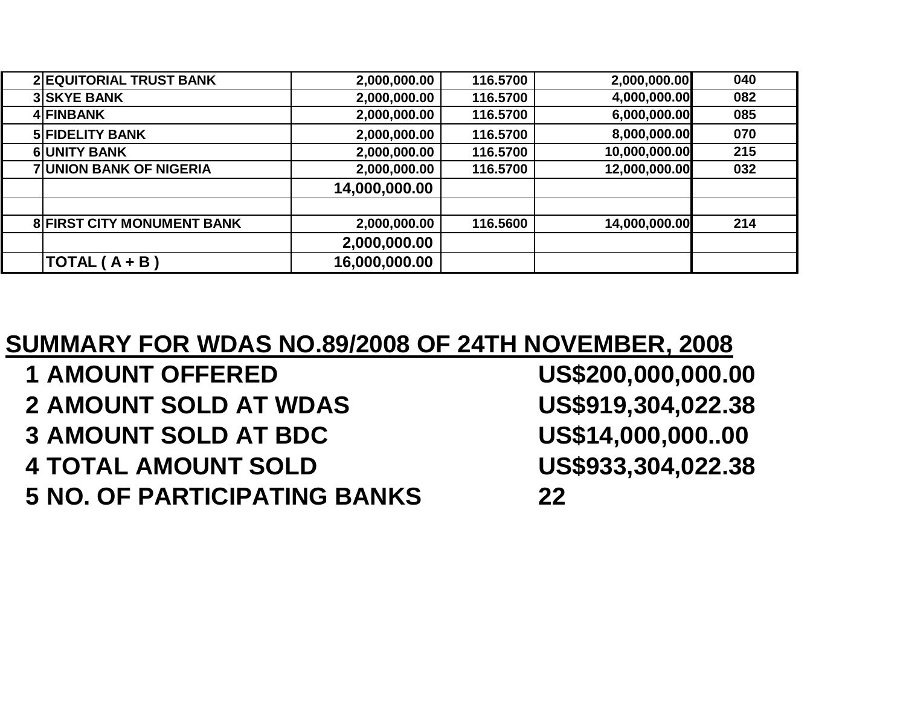| | | | | | |
|---|---|---|---|---|---|
| 2 | EQUITORIAL TRUST BANK | 2,000,000.00 | 116.5700 | 2,000,000.00 | 040 |
| 3 | SKYE BANK | 2,000,000.00 | 116.5700 | 4,000,000.00 | 082 |
| 4 | FINBANK | 2,000,000.00 | 116.5700 | 6,000,000.00 | 085 |
| 5 | FIDELITY BANK | 2,000,000.00 | 116.5700 | 8,000,000.00 | 070 |
| 6 | UNITY BANK | 2,000,000.00 | 116.5700 | 10,000,000.00 | 215 |
| 7 | UNION BANK OF NIGERIA | 2,000,000.00 | 116.5700 | 12,000,000.00 | 032 |
| | | 14,000,000.00 | | | |
| | | | | | |
| 8 | FIRST CITY MONUMENT BANK | 2,000,000.00 | 116.5600 | 14,000,000.00 | 214 |
| | | 2,000,000.00 | | | |
| | TOTAL ( A + B ) | 16,000,000.00 | | | |

## SUMMARY FOR WDAS NO.89/2008 OF 24TH NOVEMBER, 2008

| | | |
|---|---|---|
| 1 | AMOUNT OFFERED | US$200,000,000.00 |
| 2 | AMOUNT SOLD AT WDAS | US$919,304,022.38 |
| 3 | AMOUNT SOLD AT BDC | US$14,000,000..00 |
| 4 | TOTAL AMOUNT SOLD | US$933,304,022.38 |
| 5 | NO. OF PARTICIPATING BANKS | 22 |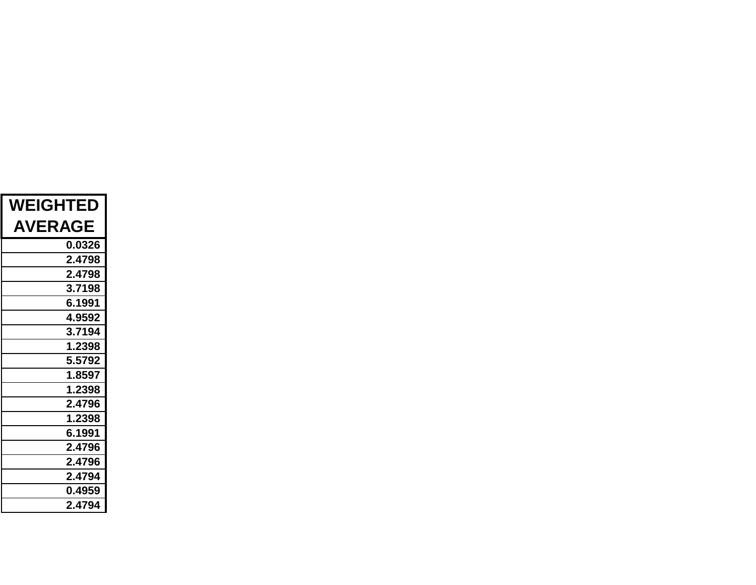| WEIGHTED AVERAGE |
| ---: |
| 0.0326 |
| 2.4798 |
| 2.4798 |
| 3.7198 |
| 6.1991 |
| 4.9592 |
| 3.7194 |
| 1.2398 |
| 5.5792 |
| 1.8597 |
| 1.2398 |
| 2.4796 |
| 1.2398 |
| 6.1991 |
| 2.4796 |
| 2.4796 |
| 2.4794 |
| 0.4959 |
| 2.4794 |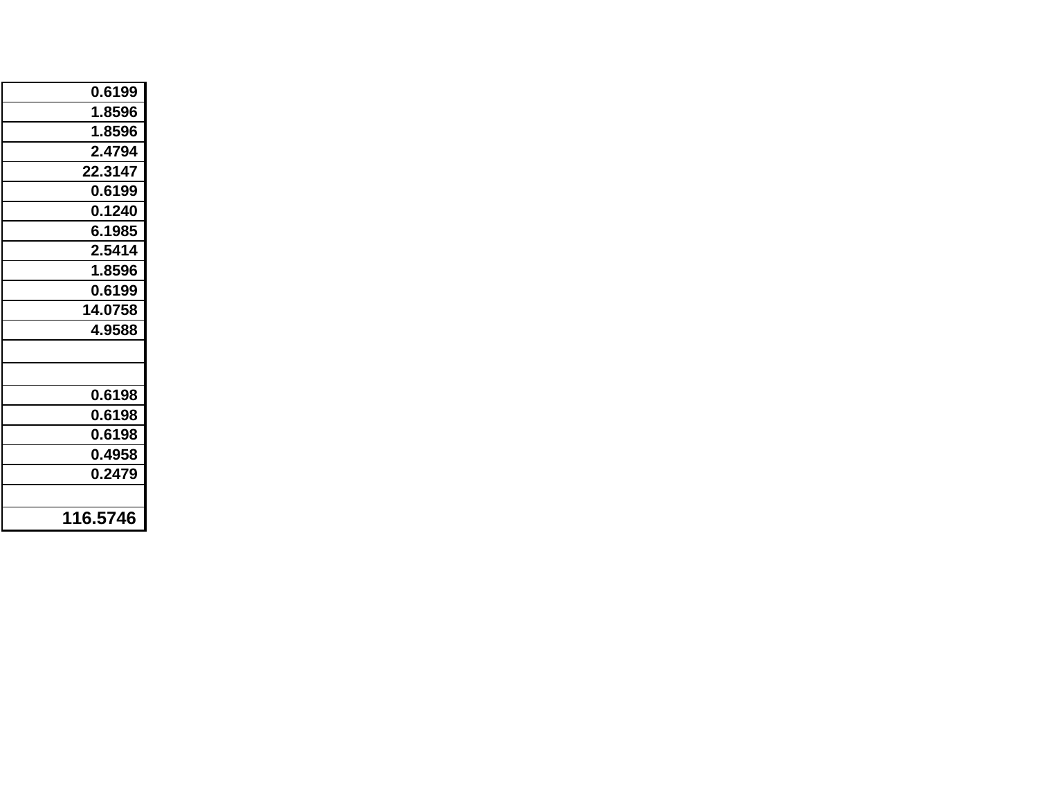| |
|---|
| 0.6199 |
| 1.8596 |
| 1.8596 |
| 2.4794 |
| 22.3147 |
| 0.6199 |
| 0.1240 |
| 6.1985 |
| 2.5414 |
| 1.8596 |
| 0.6199 |
| 14.0758 |
| 4.9588 |
| |
| |
| 0.6198 |
| 0.6198 |
| 0.6198 |
| 0.4958 |
| 0.2479 |
| |
| **116.5746** |